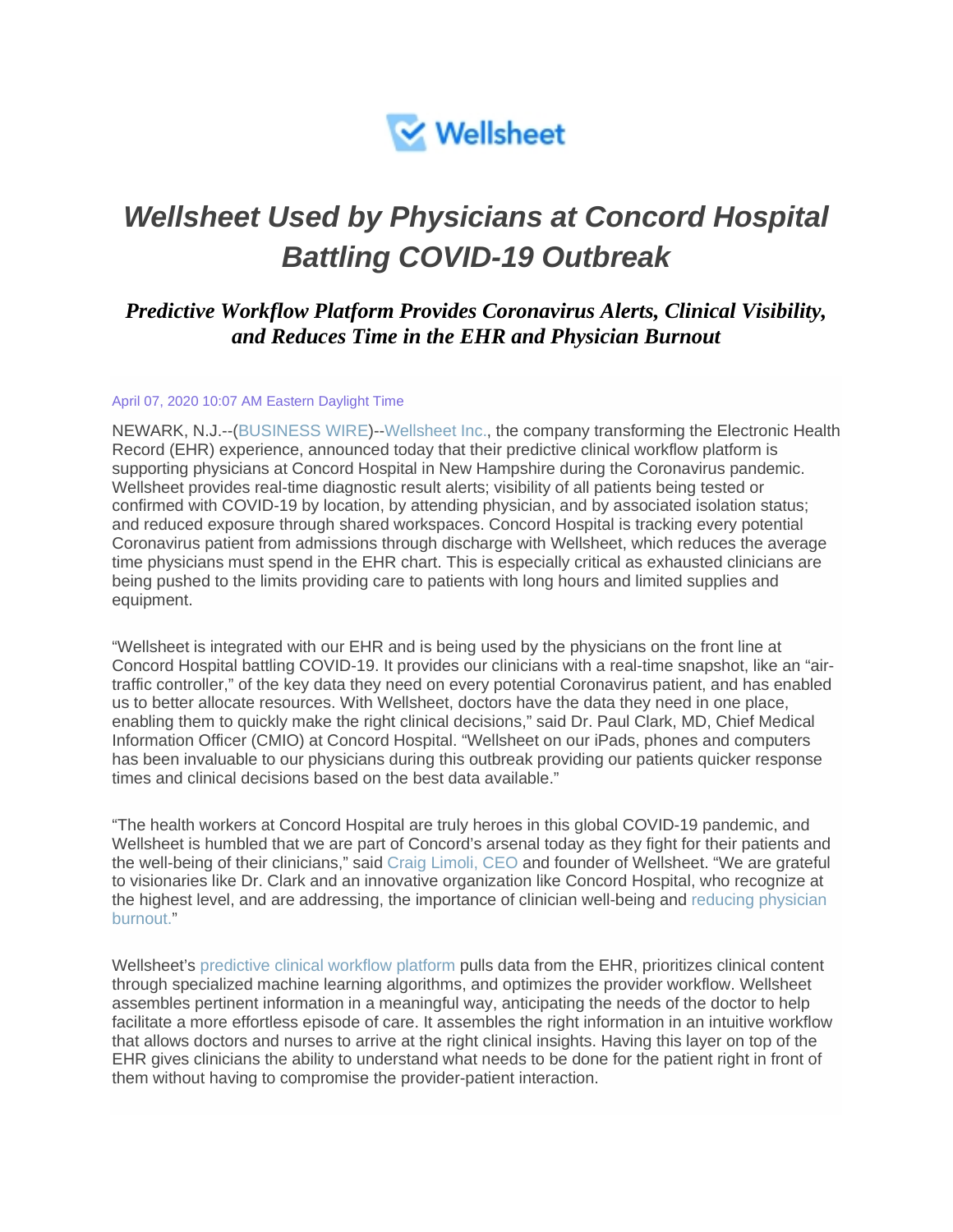Wellsheet

# *Wellsheet Used by Physicians at Concord Hospital Battling COVID-19 Outbreak*

## *Predictive Workflow Platform Provides Coronavirus Alerts, Clinical Visibility, and Reduces Time in the EHR and Physician Burnout*

April 07, 2020 10:07 AM Eastern Daylight Time

NEWARK, N.J.--(BUSINESS WIRE)--Wellsheet Inc., the company transforming the Electronic Health Record (EHR) experience, announced today that their predictive clinical workflow platform is supporting physicians at Concord Hospital in New Hampshire during the Coronavirus pandemic. Wellsheet provides real-time diagnostic result alerts; visibility of all patients being tested or confirmed with COVID-19 by location, by attending physician, and by associated isolation status; and reduced exposure through shared workspaces. Concord Hospital is tracking every potential Coronavirus patient from admissions through discharge with Wellsheet, which reduces the average time physicians must spend in the EHR chart. This is especially critical as exhausted clinicians are being pushed to the limits providing care to patients with long hours and limited supplies and equipment.

"Wellsheet is integrated with our EHR and is being used by the physicians on the front line at Concord Hospital battling COVID-19. It provides our clinicians with a real-time snapshot, like an "air-traffic controller," of the key data they need on every potential Coronavirus patient, and has enabled us to better allocate resources. With Wellsheet, doctors have the data they need in one place, enabling them to quickly make the right clinical decisions," said Dr. Paul Clark, MD, Chief Medical Information Officer (CMIO) at Concord Hospital. "Wellsheet on our iPads, phones and computers has been invaluable to our physicians during this outbreak providing our patients quicker response times and clinical decisions based on the best data available."

"The health workers at Concord Hospital are truly heroes in this global COVID-19 pandemic, and Wellsheet is humbled that we are part of Concord's arsenal today as they fight for their patients and the well-being of their clinicians," said Craig Limoli, CEO and founder of Wellsheet. "We are grateful to visionaries like Dr. Clark and an innovative organization like Concord Hospital, who recognize at the highest level, and are addressing, the importance of clinician well-being and reducing physician burnout."

Wellsheet's predictive clinical workflow platform pulls data from the EHR, prioritizes clinical content through specialized machine learning algorithms, and optimizes the provider workflow. Wellsheet assembles pertinent information in a meaningful way, anticipating the needs of the doctor to help facilitate a more effortless episode of care. It assembles the right information in an intuitive workflow that allows doctors and nurses to arrive at the right clinical insights. Having this layer on top of the EHR gives clinicians the ability to understand what needs to be done for the patient right in front of them without having to compromise the provider-patient interaction.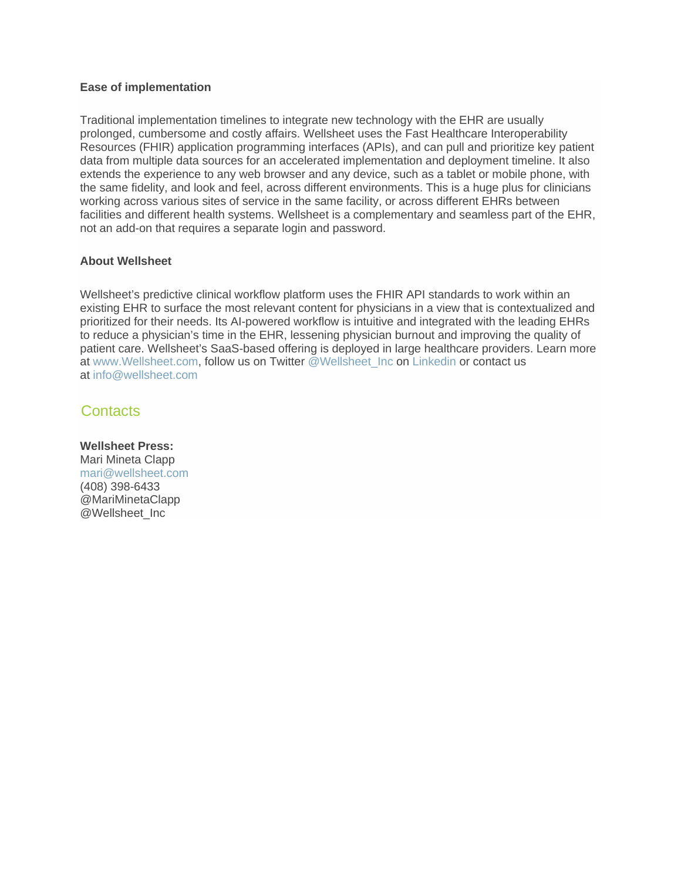**Ease of implementation**

Traditional implementation timelines to integrate new technology with the EHR are usually prolonged, cumbersome and costly affairs. Wellsheet uses the Fast Healthcare Interoperability Resources (FHIR) application programming interfaces (APIs), and can pull and prioritize key patient data from multiple data sources for an accelerated implementation and deployment timeline. It also extends the experience to any web browser and any device, such as a tablet or mobile phone, with the same fidelity, and look and feel, across different environments. This is a huge plus for clinicians working across various sites of service in the same facility, or across different EHRs between facilities and different health systems. Wellsheet is a complementary and seamless part of the EHR, not an add-on that requires a separate login and password.

**About Wellsheet**

Wellsheet's predictive clinical workflow platform uses the FHIR API standards to work within an existing EHR to surface the most relevant content for physicians in a view that is contextualized and prioritized for their needs. Its AI-powered workflow is intuitive and integrated with the leading EHRs to reduce a physician's time in the EHR, lessening physician burnout and improving the quality of patient care. Wellsheet's SaaS-based offering is deployed in large healthcare providers. Learn more at www.Wellsheet.com, follow us on Twitter @Wellsheet_Inc on Linkedin or contact us at info@wellsheet.com

## Contacts

**Wellsheet Press:**
Mari Mineta Clapp
mari@wellsheet.com
(408) 398-6433
@MariMinetaClapp
@Wellsheet_Inc